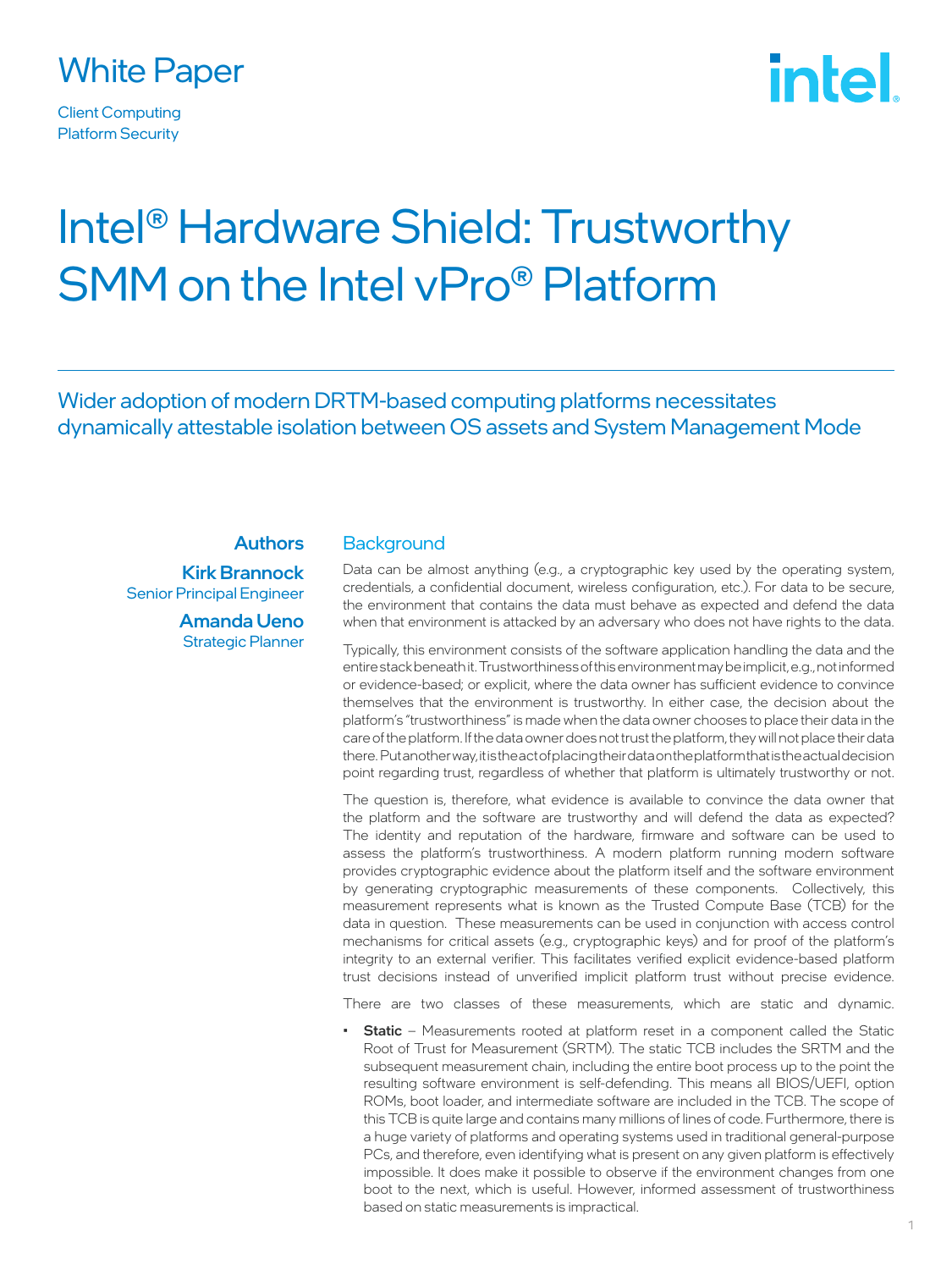White Paper

Client Computing
Platform Security

# Intel® Hardware Shield: Trustworthy SMM on the Intel vPro® Platform

## Wider adoption of modern DRTM-based computing platforms necessitates dynamically attestable isolation between OS assets and System Management Mode

**Authors**

**Kirk Brannock**
Senior Principal Engineer

**Amanda Ueno**
Strategic Planner

## Background

Data can be almost anything (e.g., a cryptographic key used by the operating system, credentials, a confidential document, wireless configuration, etc.). For data to be secure, the environment that contains the data must behave as expected and defend the data when that environment is attacked by an adversary who does not have rights to the data.

Typically, this environment consists of the software application handling the data and the entire stack beneath it. Trustworthiness of this environment may be implicit, e.g., not informed or evidence-based; or explicit, where the data owner has sufficient evidence to convince themselves that the environment is trustworthy. In either case, the decision about the platform's "trustworthiness" is made when the data owner chooses to place their data in the care of the platform. If the data owner does not trust the platform, they will not place their data there. Put another way, it is the act of placing their data on the platform that is the actual decision point regarding trust, regardless of whether that platform is ultimately trustworthy or not.

The question is, therefore, what evidence is available to convince the data owner that the platform and the software are trustworthy and will defend the data as expected? The identity and reputation of the hardware, firmware and software can be used to assess the platform's trustworthiness. A modern platform running modern software provides cryptographic evidence about the platform itself and the software environment by generating cryptographic measurements of these components. Collectively, this measurement represents what is known as the Trusted Compute Base (TCB) for the data in question. These measurements can be used in conjunction with access control mechanisms for critical assets (e.g., cryptographic keys) and for proof of the platform's integrity to an external verifier. This facilitates verified explicit evidence-based platform trust decisions instead of unverified implicit platform trust without precise evidence.

There are two classes of these measurements, which are static and dynamic.

- **Static** – Measurements rooted at platform reset in a component called the Static Root of Trust for Measurement (SRTM). The static TCB includes the SRTM and the subsequent measurement chain, including the entire boot process up to the point the resulting software environment is self-defending. This means all BIOS/UEFI, option ROMs, boot loader, and intermediate software are included in the TCB. The scope of this TCB is quite large and contains many millions of lines of code. Furthermore, there is a huge variety of platforms and operating systems used in traditional general-purpose PCs, and therefore, even identifying what is present on any given platform is effectively impossible. It does make it possible to observe if the environment changes from one boot to the next, which is useful. However, informed assessment of trustworthiness based on static measurements is impractical.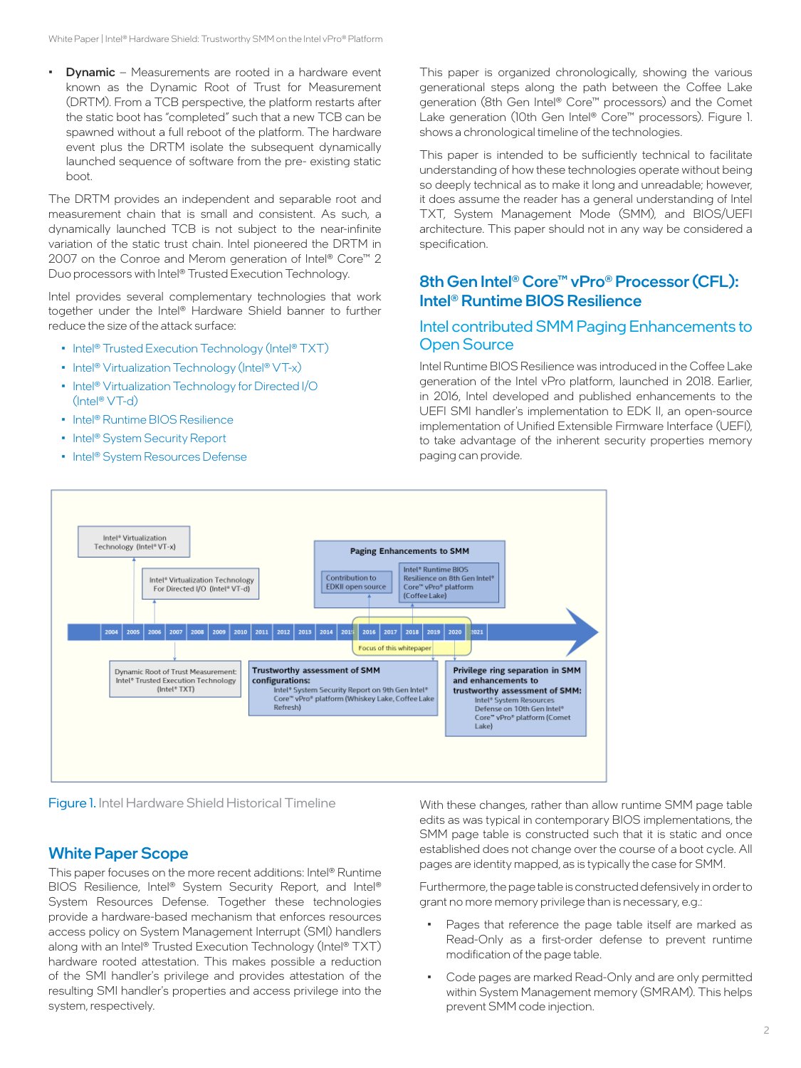- **Dynamic** – Measurements are rooted in a hardware event known as the Dynamic Root of Trust for Measurement (DRTM). From a TCB perspective, the platform restarts after the static boot has "completed" such that a new TCB can be spawned without a full reboot of the platform. The hardware event plus the DRTM isolate the subsequent dynamically launched sequence of software from the pre- existing static boot.

The DRTM provides an independent and separable root and measurement chain that is small and consistent. As such, a dynamically launched TCB is not subject to the near-infinite variation of the static trust chain. Intel pioneered the DRTM in 2007 on the Conroe and Merom generation of Intel® Core™ 2 Duo processors with Intel® Trusted Execution Technology.

Intel provides several complementary technologies that work together under the Intel® Hardware Shield banner to further reduce the size of the attack surface:

- Intel® Trusted Execution Technology (Intel® TXT)
- Intel® Virtualization Technology (Intel® VT-x)
- Intel® Virtualization Technology for Directed I/O (Intel® VT-d)
- Intel® Runtime BIOS Resilience
- Intel® System Security Report
- Intel® System Resources Defense

This paper is organized chronologically, showing the various generational steps along the path between the Coffee Lake generation (8th Gen Intel® Core™ processors) and the Comet Lake generation (10th Gen Intel® Core™ processors). Figure 1. shows a chronological timeline of the technologies.

This paper is intended to be sufficiently technical to facilitate understanding of how these technologies operate without being so deeply technical as to make it long and unreadable; however, it does assume the reader has a general understanding of Intel TXT, System Management Mode (SMM), and BIOS/UEFI architecture. This paper should not in any way be considered a specification.

## 8th Gen Intel® Core™ vPro® Processor (CFL): Intel® Runtime BIOS Resilience

### Intel contributed SMM Paging Enhancements to Open Source

Intel Runtime BIOS Resilience was introduced in the Coffee Lake generation of the Intel vPro platform, launched in 2018. Earlier, in 2016, Intel developed and published enhancements to the UEFI SMI handler's implementation to EDK II, an open-source implementation of Unified Extensible Firmware Interface (UEFI), to take advantage of the inherent security properties memory paging can provide.

Intel® Virtualization Technology (Intel® VT-x)

Intel® Virtualization Technology For Directed I/O (Intel® VT-d)

Paging Enhancements to SMM

Contribution to EDKII open source

Intel® Runtime BIOS Resilience on 8th Gen Intel® Core™ vPro® platform (Coffee Lake)

2004 | 2005 | 2006 | 2007 | 2008 | 2009 | 2010 | 2011 | 2012 | 2013 | 2014 | 2015 | 2016 | 2017 | 2018 | 2019 | 2020 | 2021

Focus of this whitepaper

Dynamic Root of Trust Measurement: Intel® Trusted Execution Technology (Intel® TXT)

**Trustworthy assessment of SMM configurations:** Intel® System Security Report on 9th Gen Intel® Core™ vPro® platform (Whiskey Lake, Coffee Lake Refresh)

**Privilege ring separation in SMM and enhancements to trustworthy assessment of SMM:** Intel® System Resources Defense on 10th Gen Intel® Core™ vPro® platform (Comet Lake)

Figure 1. Intel Hardware Shield Historical Timeline

## White Paper Scope

This paper focuses on the more recent additions: Intel® Runtime BIOS Resilience, Intel® System Security Report, and Intel® System Resources Defense. Together these technologies provide a hardware-based mechanism that enforces resources access policy on System Management Interrupt (SMI) handlers along with an Intel® Trusted Execution Technology (Intel® TXT) hardware rooted attestation. This makes possible a reduction of the SMI handler's privilege and provides attestation of the resulting SMI handler's properties and access privilege into the system, respectively.

With these changes, rather than allow runtime SMM page table edits as was typical in contemporary BIOS implementations, the SMM page table is constructed such that it is static and once established does not change over the course of a boot cycle. All pages are identity mapped, as is typically the case for SMM.

Furthermore, the page table is constructed defensively in order to grant no more memory privilege than is necessary, e.g.:

- Pages that reference the page table itself are marked as Read-Only as a first-order defense to prevent runtime modification of the page table.
- Code pages are marked Read-Only and are only permitted within System Management memory (SMRAM). This helps prevent SMM code injection.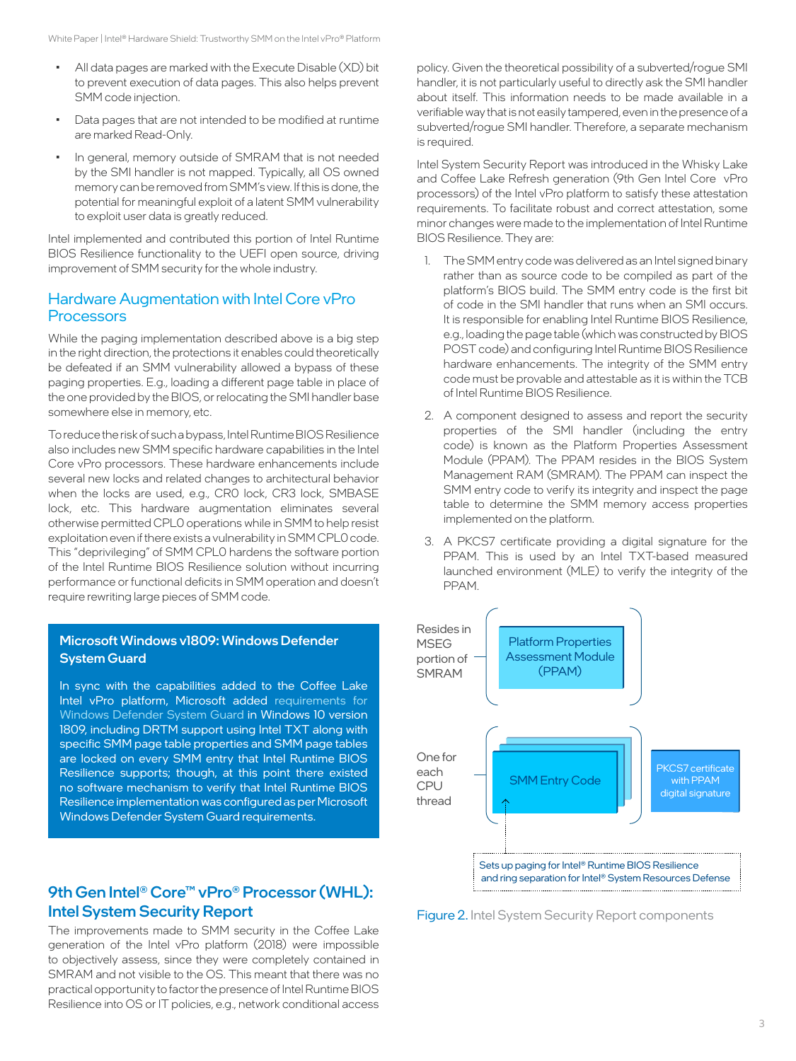- All data pages are marked with the Execute Disable (XD) bit to prevent execution of data pages. This also helps prevent SMM code injection.
- Data pages that are not intended to be modified at runtime are marked Read-Only.
- In general, memory outside of SMRAM that is not needed by the SMI handler is not mapped. Typically, all OS owned memory can be removed from SMM's view. If this is done, the potential for meaningful exploit of a latent SMM vulnerability to exploit user data is greatly reduced.

Intel implemented and contributed this portion of Intel Runtime BIOS Resilience functionality to the UEFI open source, driving improvement of SMM security for the whole industry.

## Hardware Augmentation with Intel Core vPro Processors

While the paging implementation described above is a big step in the right direction, the protections it enables could theoretically be defeated if an SMM vulnerability allowed a bypass of these paging properties. E.g., loading a different page table in place of the one provided by the BIOS, or relocating the SMI handler base somewhere else in memory, etc.

To reduce the risk of such a bypass, Intel Runtime BIOS Resilience also includes new SMM specific hardware capabilities in the Intel Core vPro processors. These hardware enhancements include several new locks and related changes to architectural behavior when the locks are used, e.g., CR0 lock, CR3 lock, SMBASE lock, etc. This hardware augmentation eliminates several otherwise permitted CPL0 operations while in SMM to help resist exploitation even if there exists a vulnerability in SMM CPL0 code. This "deprivileging" of SMM CPL0 hardens the software portion of the Intel Runtime BIOS Resilience solution without incurring performance or functional deficits in SMM operation and doesn't require rewriting large pieces of SMM code.

**Microsoft Windows v1809: Windows Defender System Guard**

In sync with the capabilities added to the Coffee Lake Intel vPro platform, Microsoft added requirements for Windows Defender System Guard in Windows 10 version 1809, including DRTM support using Intel TXT along with specific SMM page table properties and SMM page tables are locked on every SMM entry that Intel Runtime BIOS Resilience supports; though, at this point there existed no software mechanism to verify that Intel Runtime BIOS Resilience implementation was configured as per Microsoft Windows Defender System Guard requirements.

## 9th Gen Intel® Core™ vPro® Processor (WHL): Intel System Security Report

The improvements made to SMM security in the Coffee Lake generation of the Intel vPro platform (2018) were impossible to objectively assess, since they were completely contained in SMRAM and not visible to the OS. This meant that there was no practical opportunity to factor the presence of Intel Runtime BIOS Resilience into OS or IT policies, e.g., network conditional access policy. Given the theoretical possibility of a subverted/rogue SMI handler, it is not particularly useful to directly ask the SMI handler about itself. This information needs to be made available in a verifiable way that is not easily tampered, even in the presence of a subverted/rogue SMI handler. Therefore, a separate mechanism is required.

Intel System Security Report was introduced in the Whisky Lake and Coffee Lake Refresh generation (9th Gen Intel Core vPro processors) of the Intel vPro platform to satisfy these attestation requirements. To facilitate robust and correct attestation, some minor changes were made to the implementation of Intel Runtime BIOS Resilience. They are:

1. The SMM entry code was delivered as an Intel signed binary rather than as source code to be compiled as part of the platform's BIOS build. The SMM entry code is the first bit of code in the SMI handler that runs when an SMI occurs. It is responsible for enabling Intel Runtime BIOS Resilience, e.g., loading the page table (which was constructed by BIOS POST code) and configuring Intel Runtime BIOS Resilience hardware enhancements. The integrity of the SMM entry code must be provable and attestable as it is within the TCB of Intel Runtime BIOS Resilience.
2. A component designed to assess and report the security properties of the SMI handler (including the entry code) is known as the Platform Properties Assessment Module (PPAM). The PPAM resides in the BIOS System Management RAM (SMRAM). The PPAM can inspect the SMM entry code to verify its integrity and inspect the page table to determine the SMM memory access properties implemented on the platform.
3. A PKCS7 certificate providing a digital signature for the PPAM. This is used by an Intel TXT-based measured launched environment (MLE) to verify the integrity of the PPAM.

Resides in MSEG portion of SMRAM — Platform Properties Assessment Module (PPAM)

One for each CPU thread — SMM Entry Code — PKCS7 certificate with PPAM digital signature

Sets up paging for Intel® Runtime BIOS Resilience and ring separation for Intel® System Resources Defense

Figure 2. Intel System Security Report components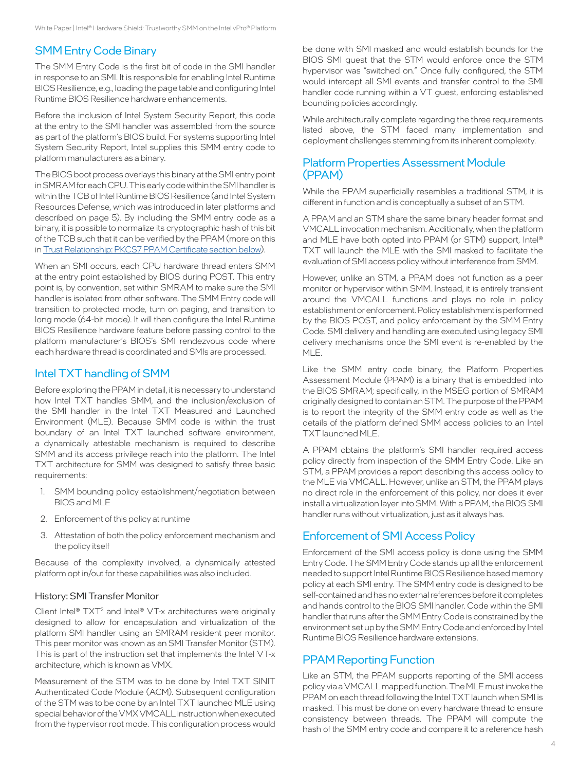## SMM Entry Code Binary

The SMM Entry Code is the first bit of code in the SMI handler in response to an SMI. It is responsible for enabling Intel Runtime BIOS Resilience, e.g., loading the page table and configuring Intel Runtime BIOS Resilience hardware enhancements.

Before the inclusion of Intel System Security Report, this code at the entry to the SMI handler was assembled from the source as part of the platform's BIOS build. For systems supporting Intel System Security Report, Intel supplies this SMM entry code to platform manufacturers as a binary.

The BIOS boot process overlays this binary at the SMI entry point in SMRAM for each CPU. This early code within the SMI handler is within the TCB of Intel Runtime BIOS Resilience (and Intel System Resources Defense, which was introduced in later platforms and described on page 5). By including the SMM entry code as a binary, it is possible to normalize its cryptographic hash of this bit of the TCB such that it can be verified by the PPAM (more on this in Trust Relationship: PKCS7 PPAM Certificate section below).

When an SMI occurs, each CPU hardware thread enters SMM at the entry point established by BIOS during POST. This entry point is, by convention, set within SMRAM to make sure the SMI handler is isolated from other software. The SMM Entry code will transition to protected mode, turn on paging, and transition to long mode (64-bit mode). It will then configure the Intel Runtime BIOS Resilience hardware feature before passing control to the platform manufacturer's BIOS's SMI rendezvous code where each hardware thread is coordinated and SMIs are processed.

## Intel TXT handling of SMM

Before exploring the PPAM in detail, it is necessary to understand how Intel TXT handles SMM, and the inclusion/exclusion of the SMI handler in the Intel TXT Measured and Launched Environment (MLE). Because SMM code is within the trust boundary of an Intel TXT launched software environment, a dynamically attestable mechanism is required to describe SMM and its access privilege reach into the platform. The Intel TXT architecture for SMM was designed to satisfy three basic requirements:

1. SMM bounding policy establishment/negotiation between BIOS and MLE
2. Enforcement of this policy at runtime
3. Attestation of both the policy enforcement mechanism and the policy itself

Because of the complexity involved, a dynamically attested platform opt in/out for these capabilities was also included.

### History: SMI Transfer Monitor

Client Intel® TXT[2] and Intel® VT-x architectures were originally designed to allow for encapsulation and virtualization of the platform SMI handler using an SMRAM resident peer monitor. This peer monitor was known as an SMI Transfer Monitor (STM). This is part of the instruction set that implements the Intel VT-x architecture, which is known as VMX.

Measurement of the STM was to be done by Intel TXT SINIT Authenticated Code Module (ACM). Subsequent configuration of the STM was to be done by an Intel TXT launched MLE using special behavior of the VMX VMCALL instruction when executed from the hypervisor root mode. This configuration process would be done with SMI masked and would establish bounds for the BIOS SMI guest that the STM would enforce once the STM hypervisor was "switched on." Once fully configured, the STM would intercept all SMI events and transfer control to the SMI handler code running within a VT guest, enforcing established bounding policies accordingly.

While architecturally complete regarding the three requirements listed above, the STM faced many implementation and deployment challenges stemming from its inherent complexity.

## Platform Properties Assessment Module (PPAM)

While the PPAM superficially resembles a traditional STM, it is different in function and is conceptually a subset of an STM.

A PPAM and an STM share the same binary header format and VMCALL invocation mechanism. Additionally, when the platform and MLE have both opted into PPAM (or STM) support, Intel® TXT will launch the MLE with the SMI masked to facilitate the evaluation of SMI access policy without interference from SMM.

However, unlike an STM, a PPAM does not function as a peer monitor or hypervisor within SMM. Instead, it is entirely transient around the VMCALL functions and plays no role in policy establishment or enforcement. Policy establishment is performed by the BIOS POST, and policy enforcement by the SMM Entry Code. SMI delivery and handling are executed using legacy SMI delivery mechanisms once the SMI event is re-enabled by the MLE.

Like the SMM entry code binary, the Platform Properties Assessment Module (PPAM) is a binary that is embedded into the BIOS SMRAM; specifically, in the MSEG portion of SMRAM originally designed to contain an STM. The purpose of the PPAM is to report the integrity of the SMM entry code as well as the details of the platform defined SMM access policies to an Intel TXT launched MLE.

A PPAM obtains the platform's SMI handler required access policy directly from inspection of the SMM Entry Code. Like an STM, a PPAM provides a report describing this access policy to the MLE via VMCALL. However, unlike an STM, the PPAM plays no direct role in the enforcement of this policy, nor does it ever install a virtualization layer into SMM. With a PPAM, the BIOS SMI handler runs without virtualization, just as it always has.

## Enforcement of SMI Access Policy

Enforcement of the SMI access policy is done using the SMM Entry Code. The SMM Entry Code stands up all the enforcement needed to support Intel Runtime BIOS Resilience based memory policy at each SMI entry. The SMM entry code is designed to be self-contained and has no external references before it completes and hands control to the BIOS SMI handler. Code within the SMI handler that runs after the SMM Entry Code is constrained by the environment set up by the SMM Entry Code and enforced by Intel Runtime BIOS Resilience hardware extensions.

## PPAM Reporting Function

Like an STM, the PPAM supports reporting of the SMI access policy via a VMCALL mapped function. The MLE must invoke the PPAM on each thread following the Intel TXT launch when SMI is masked. This must be done on every hardware thread to ensure consistency between threads. The PPAM will compute the hash of the SMM entry code and compare it to a reference hash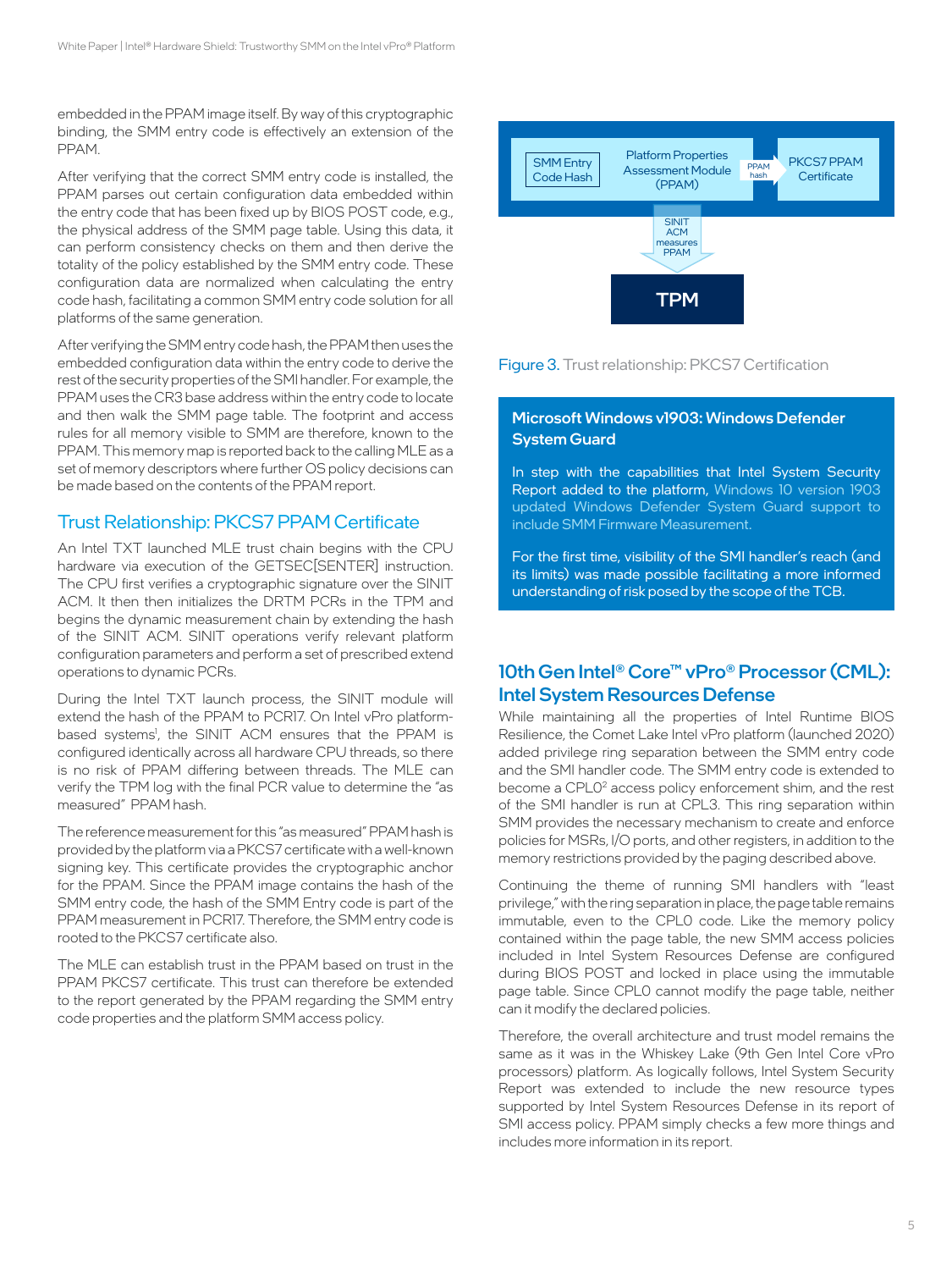embedded in the PPAM image itself. By way of this cryptographic binding, the SMM entry code is effectively an extension of the PPAM.

After verifying that the correct SMM entry code is installed, the PPAM parses out certain configuration data embedded within the entry code that has been fixed up by BIOS POST code, e.g., the physical address of the SMM page table. Using this data, it can perform consistency checks on them and then derive the totality of the policy established by the SMM entry code. These configuration data are normalized when calculating the entry code hash, facilitating a common SMM entry code solution for all platforms of the same generation.

After verifying the SMM entry code hash, the PPAM then uses the embedded configuration data within the entry code to derive the rest of the security properties of the SMI handler. For example, the PPAM uses the CR3 base address within the entry code to locate and then walk the SMM page table. The footprint and access rules for all memory visible to SMM are therefore, known to the PPAM. This memory map is reported back to the calling MLE as a set of memory descriptors where further OS policy decisions can be made based on the contents of the PPAM report.

## Trust Relationship: PKCS7 PPAM Certificate

An Intel TXT launched MLE trust chain begins with the CPU hardware via execution of the GETSEC[SENTER] instruction. The CPU first verifies a cryptographic signature over the SINIT ACM. It then then initializes the DRTM PCRs in the TPM and begins the dynamic measurement chain by extending the hash of the SINIT ACM. SINIT operations verify relevant platform configuration parameters and perform a set of prescribed extend operations to dynamic PCRs.

During the Intel TXT launch process, the SINIT module will extend the hash of the PPAM to PCR17. On Intel vPro platform-based systems[1], the SINIT ACM ensures that the PPAM is configured identically across all hardware CPU threads, so there is no risk of PPAM differing between threads. The MLE can verify the TPM log with the final PCR value to determine the "as measured" PPAM hash.

The reference measurement for this "as measured" PPAM hash is provided by the platform via a PKCS7 certificate with a well-known signing key. This certificate provides the cryptographic anchor for the PPAM. Since the PPAM image contains the hash of the SMM entry code, the hash of the SMM Entry code is part of the PPAM measurement in PCR17. Therefore, the SMM entry code is rooted to the PKCS7 certificate also.

The MLE can establish trust in the PPAM based on trust in the PPAM PKCS7 certificate. This trust can therefore be extended to the report generated by the PPAM regarding the SMM entry code properties and the platform SMM access policy.

SMM Entry Code Hash | Platform Properties Assessment Module (PPAM) | PPAM hash | PKCS7 PPAM Certificate | SINIT ACM measures PPAM | TPM

Figure 3. Trust relationship: PKCS7 Certification

### Microsoft Windows v1903: Windows Defender System Guard

In step with the capabilities that Intel System Security Report added to the platform, Windows 10 version 1903 updated Windows Defender System Guard support to include SMM Firmware Measurement.

For the first time, visibility of the SMI handler's reach (and its limits) was made possible facilitating a more informed understanding of risk posed by the scope of the TCB.

## 10th Gen Intel® Core™ vPro® Processor (CML): Intel System Resources Defense

While maintaining all the properties of Intel Runtime BIOS Resilience, the Comet Lake Intel vPro platform (launched 2020) added privilege ring separation between the SMM entry code and the SMI handler code. The SMM entry code is extended to become a CPL0[2] access policy enforcement shim, and the rest of the SMI handler is run at CPL3. This ring separation within SMM provides the necessary mechanism to create and enforce policies for MSRs, I/O ports, and other registers, in addition to the memory restrictions provided by the paging described above.

Continuing the theme of running SMI handlers with "least privilege," with the ring separation in place, the page table remains immutable, even to the CPL0 code. Like the memory policy contained within the page table, the new SMM access policies included in Intel System Resources Defense are configured during BIOS POST and locked in place using the immutable page table. Since CPL0 cannot modify the page table, neither can it modify the declared policies.

Therefore, the overall architecture and trust model remains the same as it was in the Whiskey Lake (9th Gen Intel Core vPro processors) platform. As logically follows, Intel System Security Report was extended to include the new resource types supported by Intel System Resources Defense in its report of SMI access policy. PPAM simply checks a few more things and includes more information in its report.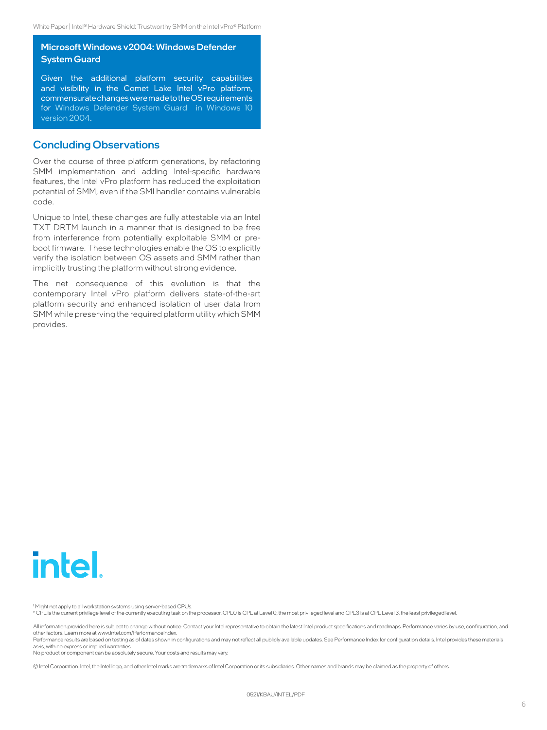### Microsoft Windows v2004: Windows Defender System Guard

Given the additional platform security capabilities and visibility in the Comet Lake Intel vPro platform, commensurate changes were made to the OS requirements for Windows Defender System Guard in Windows 10 version 2004.

## Concluding Observations

Over the course of three platform generations, by refactoring SMM implementation and adding Intel-specific hardware features, the Intel vPro platform has reduced the exploitation potential of SMM, even if the SMI handler contains vulnerable code.

Unique to Intel, these changes are fully attestable via an Intel TXT DRTM launch in a manner that is designed to be free from interference from potentially exploitable SMM or pre-boot firmware. These technologies enable the OS to explicitly verify the isolation between OS assets and SMM rather than implicitly trusting the platform without strong evidence.

The net consequence of this evolution is that the contemporary Intel vPro platform delivers state-of-the-art platform security and enhanced isolation of user data from SMM while preserving the required platform utility which SMM provides.

[1] Might not apply to all workstation systems using server-based CPUs.
[2] CPL is the current privilege level of the currently executing task on the processor. CPL0 is CPL at Level 0, the most privileged level and CPL3 is at CPL Level 3, the least privileged level.

All information provided here is subject to change without notice. Contact your Intel representative to obtain the latest Intel product specifications and roadmaps. Performance varies by use, configuration, and other factors. Learn more at www.Intel.com/PerformanceIndex.
Performance results are based on testing as of dates shown in configurations and may not reflect all publicly available updates. See Performance Index for configuration details. Intel provides these materials as-is, with no express or implied warranties.
No product or component can be absolutely secure. Your costs and results may vary.

© Intel Corporation. Intel, the Intel logo, and other Intel marks are trademarks of Intel Corporation or its subsidiaries. Other names and brands may be claimed as the property of others.

0521/KBAU/INTEL/PDF